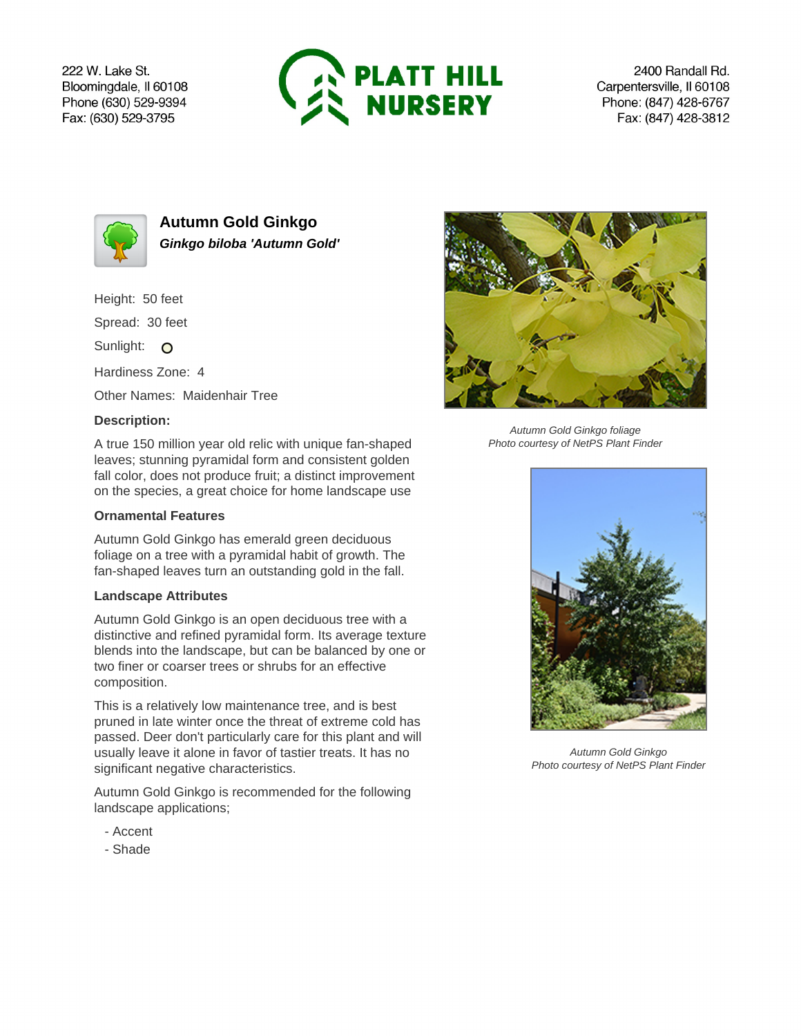222 W. Lake St.
Bloomingdale, Il 60108
Phone (630) 529-9394
Fax: (630) 529-3795

**PLATT HILL NURSERY**

2400 Randall Rd.
Carpentersville, Il 60108
Phone: (847) 428-6767
Fax: (847) 428-3812

## Autumn Gold Ginkgo

***Ginkgo biloba 'Autumn Gold'***

Height: 50 feet

Spread: 30 feet

Sunlight:

Hardiness Zone: 4

Other Names: Maidenhair Tree

**Description:**

A true 150 million year old relic with unique fan-shaped leaves; stunning pyramidal form and consistent golden fall color, does not produce fruit; a distinct improvement on the species, a great choice for home landscape use

**Ornamental Features**

Autumn Gold Ginkgo has emerald green deciduous foliage on a tree with a pyramidal habit of growth. The fan-shaped leaves turn an outstanding gold in the fall.

**Landscape Attributes**

Autumn Gold Ginkgo is an open deciduous tree with a distinctive and refined pyramidal form. Its average texture blends into the landscape, but can be balanced by one or two finer or coarser trees or shrubs for an effective composition.

This is a relatively low maintenance tree, and is best pruned in late winter once the threat of extreme cold has passed. Deer don't particularly care for this plant and will usually leave it alone in favor of tastier treats. It has no significant negative characteristics.

Autumn Gold Ginkgo is recommended for the following landscape applications;

- Accent
- Shade

*Autumn Gold Ginkgo foliage*
*Photo courtesy of NetPS Plant Finder*

*Autumn Gold Ginkgo*
*Photo courtesy of NetPS Plant Finder*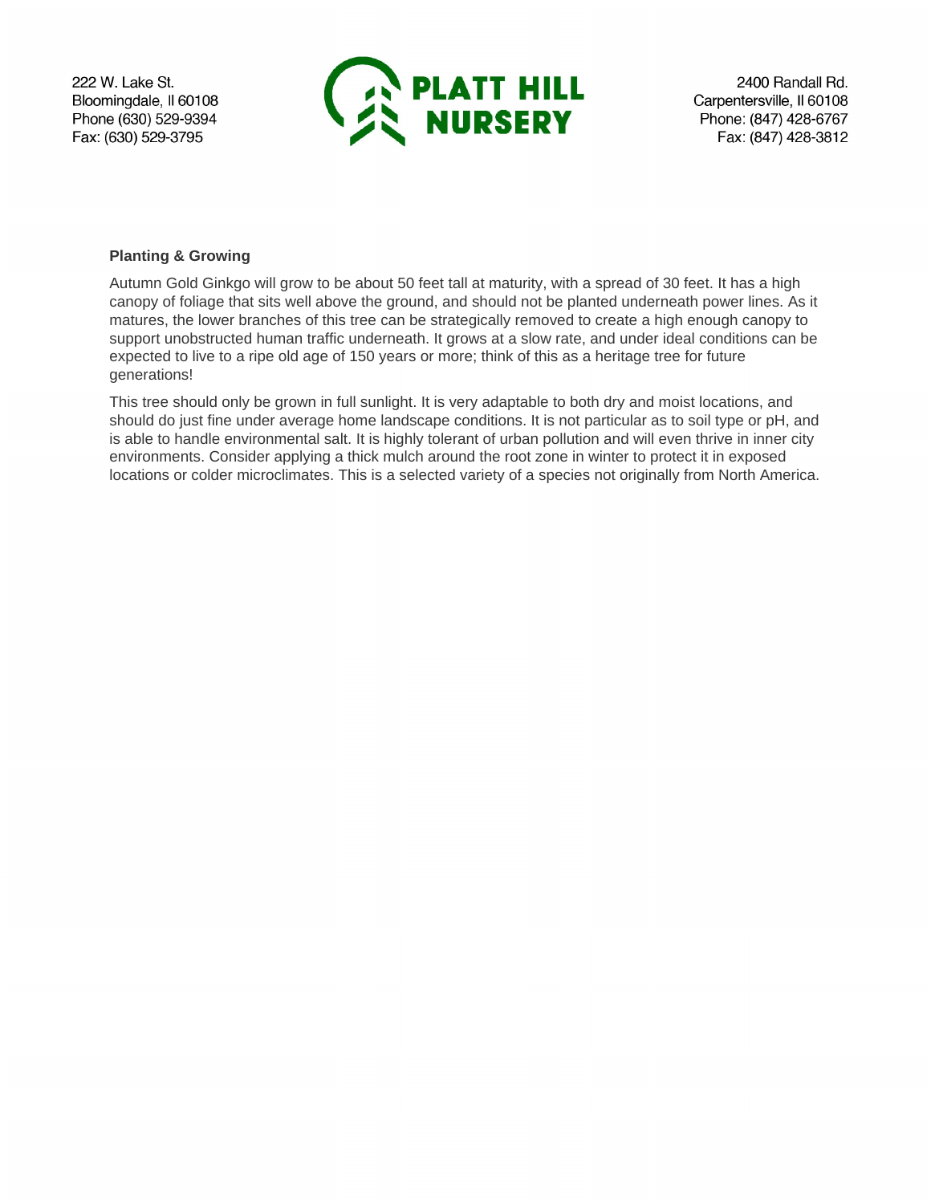### Planting & Growing

Autumn Gold Ginkgo will grow to be about 50 feet tall at maturity, with a spread of 30 feet. It has a high canopy of foliage that sits well above the ground, and should not be planted underneath power lines. As it matures, the lower branches of this tree can be strategically removed to create a high enough canopy to support unobstructed human traffic underneath. It grows at a slow rate, and under ideal conditions can be expected to live to a ripe old age of 150 years or more; think of this as a heritage tree for future generations!

This tree should only be grown in full sunlight. It is very adaptable to both dry and moist locations, and should do just fine under average home landscape conditions. It is not particular as to soil type or pH, and is able to handle environmental salt. It is highly tolerant of urban pollution and will even thrive in inner city environments. Consider applying a thick mulch around the root zone in winter to protect it in exposed locations or colder microclimates. This is a selected variety of a species not originally from North America.